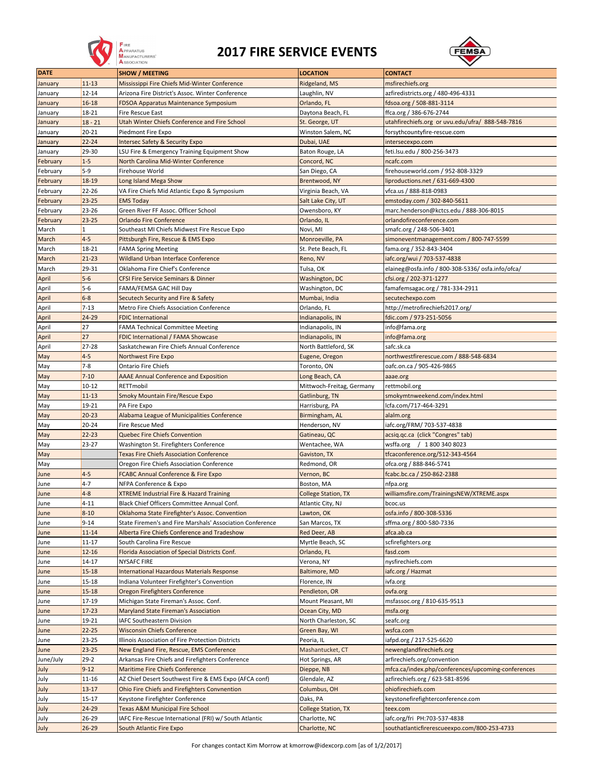# 2017 FIRE SERVICE EVENTS

| DATE | | SHOW / MEETING | LOCATION | CONTACT |
|---|---|---|---|---|
| January | 11-13 | Mississippi Fire Chiefs Mid-Winter Conference | Ridgeland, MS | msfirechiefs.org |
| January | 12-14 | Arizona Fire District's Assoc. Winter Conference | Laughlin, NV | azfiredistricts.org / 480-496-4331 |
| January | 16-18 | FDSOA Apparatus Maintenance Symposium | Orlando, FL | fdsoa.org / 508-881-3114 |
| January | 18-21 | Fire Rescue East | Daytona Beach, FL | ffca.org / 386-676-2744 |
| January | 18 - 21 | Utah Winter Chiefs Conference and Fire School | St. George, UT | utahfirechiefs.org or uvu.edu/ufra/ 888-548-7816 |
| January | 20-21 | Piedmont Fire Expo | Winston Salem, NC | forsythcountyfire-rescue.com |
| January | 22-24 | Intersec Safety & Security Expo | Dubai, UAE | intersecexpo.com |
| January | 29-30 | LSU Fire & Emergency Training Equipment Show | Baton Rouge, LA | feti.lsu.edu / 800-256-3473 |
| February | 1-5 | North Carolina Mid-Winter Conference | Concord, NC | ncafc.com |
| February | 5-9 | Firehouse World | San Diego, CA | firehouseworld.com / 952-808-3329 |
| February | 18-19 | Long Island Mega Show | Brentwood, NY | liproductions.net / 631-669-4300 |
| February | 22-26 | VA Fire Chiefs Mid Atlantic Expo & Symposium | Virginia Beach, VA | vfca.us / 888-818-0983 |
| February | 23-25 | EMS Today | Salt Lake City, UT | emstoday.com / 302-840-5611 |
| February | 23-26 | Green River FF Assoc. Officer School | Owensboro, KY | marc.henderson@kctcs.edu / 888-306-8015 |
| February | 23-25 | Orlando Fire Conference | Orlando, IL | orlandofireconference.com |
| March | 1 | Southeast MI Chiefs Midwest Fire Rescue Expo | Novi, MI | smafc.org / 248-506-3401 |
| March | 4-5 | Pittsburgh Fire, Rescue & EMS Expo | Monroeville, PA | simoneventmanagement.com / 800-747-5599 |
| March | 18-21 | FAMA Spring Meeting | St. Pete Beach, FL | fama.org / 352-843-3404 |
| March | 21-23 | Wildland Urban Interface Conference | Reno, NV | iafc.org/wui / 703-537-4838 |
| March | 29-31 | Oklahoma Fire Chief's Conference | Tulsa, OK | elaineg@osfa.info / 800-308-5336/ osfa.info/ofca/ |
| April | 5-6 | CFSI Fire Service Seminars & Dinner | Washington, DC | cfsi.org / 202-371-1277 |
| April | 5-6 | FAMA/FEMSA GAC Hill Day | Washington, DC | famafemsagac.org / 781-334-2911 |
| April | 6-8 | Secutech Security and Fire & Safety | Mumbai, India | secutechexpo.com |
| April | 7-13 | Metro Fire Chiefs Association Conference | Orlando, FL | http://metrofirechiefs2017.org/ |
| April | 24-29 | FDIC International | Indianapolis, IN | fdic.com / 973-251-5056 |
| April | 27 | FAMA Technical Committee Meeting | Indianapolis, IN | info@fama.org |
| April | 27 | FDIC International / FAMA Showcase | Indianapolis, IN | info@fama.org |
| April | 27-28 | Saskatchewan Fire Chiefs Annual Conference | North Battleford, SK | safc.sk.ca |
| May | 4-5 | Northwest Fire Expo | Eugene, Oregon | northwestfirerescue.com / 888-548-6834 |
| May | 7-8 | Ontario Fire Chiefs | Toronto, ON | oafc.on.ca / 905-426-9865 |
| May | 7-10 | AAAE Annual Conference and Exposition | Long Beach, CA | aaae.org |
| May | 10-12 | RETTmobil | Mittwoch-Freitag, Germany | rettmobil.org |
| May | 11-13 | Smoky Mountain Fire/Rescue Expo | Gatlinburg, TN | smokymtnweekend.com/index.html |
| May | 19-21 | PA Fire Expo | Harrisburg, PA | lcfa.com/717-464-3291 |
| May | 20-23 | Alabama League of Municipalities Conference | Birmingham, AL | alalm.org |
| May | 20-24 | Fire Rescue Med | Henderson, NV | iafc.org/FRM/ 703-537-4838 |
| May | 22-23 | Quebec Fire Chiefs Convention | Gatineau, QC | acsiq.qc.ca (click "Congres" tab) |
| May | 23-27 | Washington St. Firefighters Conference | Wentachee, WA | wsffa.org / 1 800 340 8023 |
| May | | Texas Fire Chiefs Association Conference | Gaviston, TX | tfcaconference.org/512-343-4564 |
| May | | Oregon Fire Chiefs Association Conference | Redmond, OR | ofca.org / 888-846-5741 |
| June | 4-5 | FCABC Annual Conference & Fire Expo | Vernon, BC | fcabc.bc.ca / 250-862-2388 |
| June | 4-7 | NFPA Conference & Expo | Boston, MA | nfpa.org |
| June | 4-8 | XTREME Industrial Fire & Hazard Training | College Station, TX | williamsfire.com/TrainingsNEW/XTREME.aspx |
| June | 4-11 | Black Chief Officers Committee Annual Conf. | Atlantic City, NJ | bcoc.us |
| June | 8-10 | Oklahoma State Firefighter's Assoc. Convention | Lawton, OK | osfa.info / 800-308-5336 |
| June | 9-14 | State Firemen's and Fire Marshals' Association Conference | San Marcos, TX | sffma.org / 800-580-7336 |
| June | 11-14 | Alberta Fire Chiefs Conference and Tradeshow | Red Deer, AB | afca.ab.ca |
| June | 11-17 | South Carolina Fire Rescue | Myrtle Beach, SC | scfirefighters.org |
| June | 12-16 | Florida Association of Special Districts Conf. | Orlando, FL | fasd.com |
| June | 14-17 | NYSAFC FIRE | Verona, NY | nysfirechiefs.com |
| June | 15-18 | International Hazardous Materials Response | Baltimore, MD | iafc.org / Hazmat |
| June | 15-18 | Indiana Volunteer Firefighter's Convention | Florence, IN | ivfa.org |
| June | 15-18 | Oregon Firefighters Conference | Pendleton, OR | ovfa.org |
| June | 17-19 | Michigan State Fireman's Assoc. Conf. | Mount Pleasant, MI | msfassoc.org / 810-635-9513 |
| June | 17-23 | Maryland State Fireman's Association | Ocean City, MD | msfa.org |
| June | 19-21 | IAFC Southeastern Division | North Charleston, SC | seafc.org |
| June | 22-25 | Wisconsin Chiefs Conference | Green Bay, WI | wsfca.com |
| June | 23-25 | Illinois Association of Fire Protection Districts | Peoria, IL | iafpd.org / 217-525-6620 |
| June | 23-25 | New England Fire, Rescue, EMS Conference | Mashantucket, CT | newenglandfirechiefs.org |
| June/July | 29-2 | Arkansas Fire Chiefs and Firefighters Conference | Hot Springs, AR | arfirechiefs.org/convention |
| July | 9-12 | Maritime Fire Chiefs Conference | Dieppe, NB | mfca.ca/index.php/conferences/upcoming-conferences |
| July | 11-16 | AZ Chief Desert Southwest Fire & EMS Expo (AFCA conf) | Glendale, AZ | azfirechiefs.org / 623-581-8596 |
| July | 13-17 | Ohio Fire Chiefs and Firefighters Convnention | Columbus, OH | ohiofirechiefs.com |
| July | 15-17 | Keystone Firefighter Conference | Oaks, PA | keystonefirefighterconference.com |
| July | 24-29 | Texas A&M Municipal Fire School | College Station, TX | teex.com |
| July | 26-29 | IAFC Fire-Rescue International (FRI) w/ South Atlantic | Charlotte, NC | iafc.org/fri PH:703-537-4838 |
| July | 26-29 | South Atlantic Fire Expo | Charlotte, NC | southatlanticfirerescueexpo.com/800-253-4733 |

For changes contact Kim Morrow at kmorrow@idexcorp.com [as of 1/2/2017]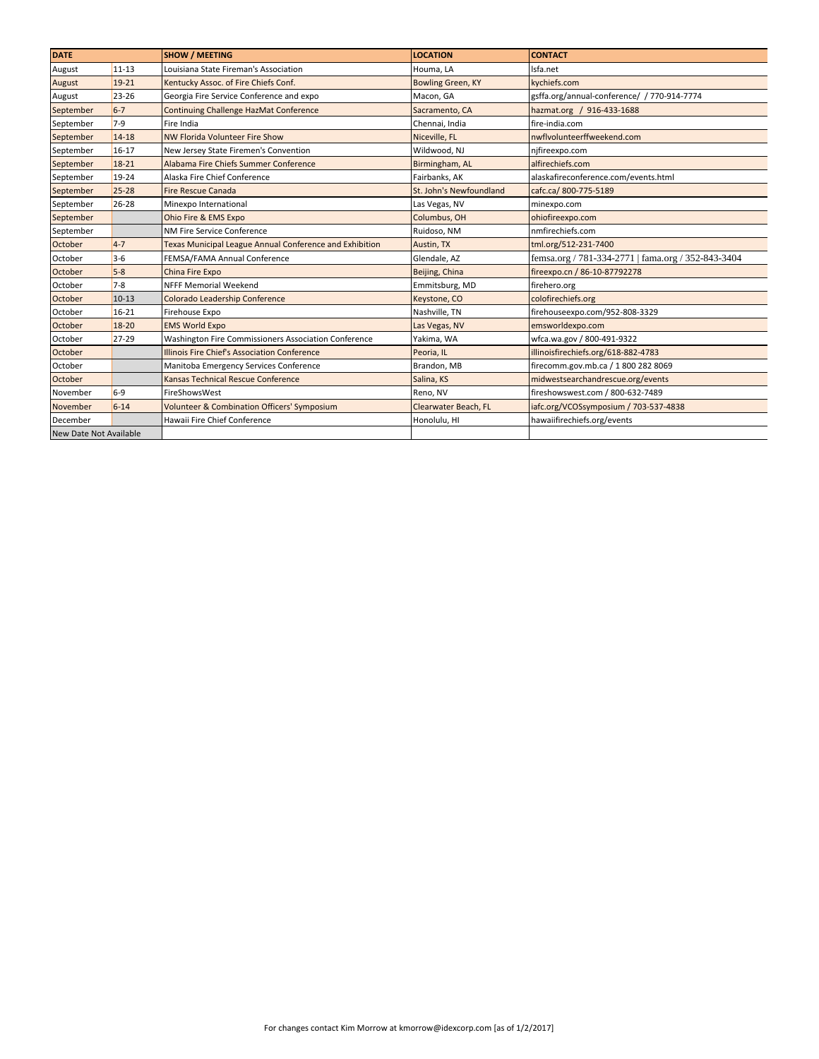| DATE | | SHOW / MEETING | LOCATION | CONTACT |
|---|---|---|---|---|
| August | 11-13 | Louisiana State Fireman's Association | Houma, LA | lsfa.net |
| August | 19-21 | Kentucky Assoc. of Fire Chiefs Conf. | Bowling Green, KY | kychiefs.com |
| August | 23-26 | Georgia Fire Service Conference and expo | Macon, GA | gsffa.org/annual-conference/ / 770-914-7774 |
| September | 6-7 | Continuing Challenge HazMat Conference | Sacramento, CA | hazmat.org / 916-433-1688 |
| September | 7-9 | Fire India | Chennai, India | fire-india.com |
| September | 14-18 | NW Florida Volunteer Fire Show | Niceville, FL | nwflvolunteerffweekend.com |
| September | 16-17 | New Jersey State Firemen's Convention | Wildwood, NJ | njfireexpo.com |
| September | 18-21 | Alabama Fire Chiefs Summer Conference | Birmingham, AL | alfirechiefs.com |
| September | 19-24 | Alaska Fire Chief Conference | Fairbanks, AK | alaskafireconference.com/events.html |
| September | 25-28 | Fire Rescue Canada | St. John's Newfoundland | cafc.ca/ 800-775-5189 |
| September | 26-28 | Minexpo International | Las Vegas, NV | minexpo.com |
| September | | Ohio Fire & EMS Expo | Columbus, OH | ohiofireexpo.com |
| September | | NM Fire Service Conference | Ruidoso, NM | nmfirechiefs.com |
| October | 4-7 | Texas Municipal League Annual Conference and Exhibition | Austin, TX | tml.org/512-231-7400 |
| October | 3-6 | FEMSA/FAMA Annual Conference | Glendale, AZ | femsa.org / 781-334-2771 \| fama.org / 352-843-3404 |
| October | 5-8 | China Fire Expo | Beijing, China | fireexpo.cn / 86-10-87792278 |
| October | 7-8 | NFFF Memorial Weekend | Emmitsburg, MD | firehero.org |
| October | 10-13 | Colorado Leadership Conference | Keystone, CO | colofirechiefs.org |
| October | 16-21 | Firehouse Expo | Nashville, TN | firehouseexpo.com/952-808-3329 |
| October | 18-20 | EMS World Expo | Las Vegas, NV | emsworldexpo.com |
| October | 27-29 | Washington Fire Commissioners Association Conference | Yakima, WA | wfca.wa.gov / 800-491-9322 |
| October | | Illinois Fire Chief's Association Conference | Peoria, IL | illinoisfirechiefs.org/618-882-4783 |
| October | | Manitoba Emergency Services Conference | Brandon, MB | firecomm.gov.mb.ca / 1 800 282 8069 |
| October | | Kansas Technical Rescue Conference | Salina, KS | midwestsearchandrescue.org/events |
| November | 6-9 | FireShowsWest | Reno, NV | fireshowswest.com / 800-632-7489 |
| November | 6-14 | Volunteer & Combination Officers' Symposium | Clearwater Beach, FL | iafc.org/VCOSsymposium / 703-537-4838 |
| December | | Hawaii Fire Chief Conference | Honolulu, HI | hawaiifirechiefs.org/events |
| New Date Not Available | | | | |

For changes contact Kim Morrow at kmorrow@idexcorp.com [as of 1/2/2017]